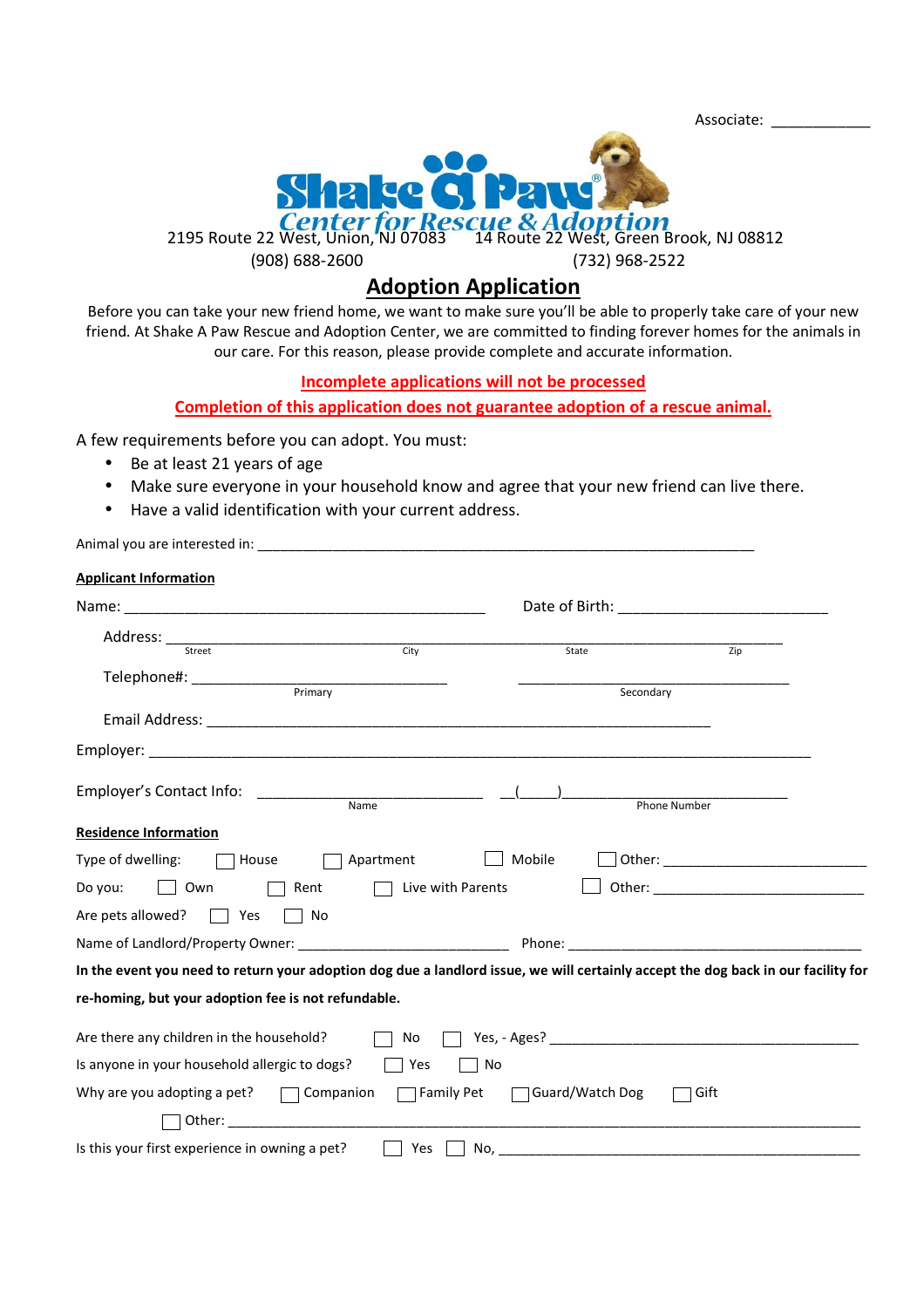Associate: ___________

**Shake a Paw**
*Center for Rescue & Adoption*

2195 Route 22 West, Union, NJ 07083 — (908) 688-2600

14 Route 22 West, Green Brook, NJ 08812 — (732) 968-2522

# Adoption Application

Before you can take your new friend home, we want to make sure you'll be able to properly take care of your new friend. At Shake A Paw Rescue and Adoption Center, we are committed to finding forever homes for the animals in our care. For this reason, please provide complete and accurate information.

**Incomplete applications will not be processed**

**Completion of this application does not guarantee adoption of a rescue animal.**

A few requirements before you can adopt. You must:

- Be at least 21 years of age
- Make sure everyone in your household know and agree that your new friend can live there.
- Have a valid identification with your current address.

Animal you are interested in: ______________________________________________

**Applicant Information**

Name: ________________________________ Date of Birth: ____________________

Address: ________________________________________________________________
Street / City / State / Zip

Telephone#: ________________________ (Primary) ________________________ (Secondary)

Email Address: ______________________________________________

Employer: ______________________________________________________

Employer's Contact Info: ____________________ (Name) __(____)____________________ (Phone Number)

**Residence Information**

Type of dwelling: ☐ House ☐ Apartment ☐ Mobile ☐ Other: ____________________

Do you: ☐ Own ☐ Rent ☐ Live with Parents ☐ Other: ____________________

Are pets allowed? ☐ Yes ☐ No

Name of Landlord/Property Owner: ____________________ Phone: ______________________________

**In the event you need to return your adoption dog due a landlord issue, we will certainly accept the dog back in our facility for re-homing, but your adoption fee is not refundable.**

Are there any children in the household? ☐ No ☐ Yes, - Ages? ______________________________

Is anyone in your household allergic to dogs? ☐ Yes ☐ No

Why are you adopting a pet? ☐ Companion ☐ Family Pet ☐ Guard/Watch Dog ☐ Gift ☐ Other: ______________________________

Is this your first experience in owning a pet? ☐ Yes ☐ No, ____________________________________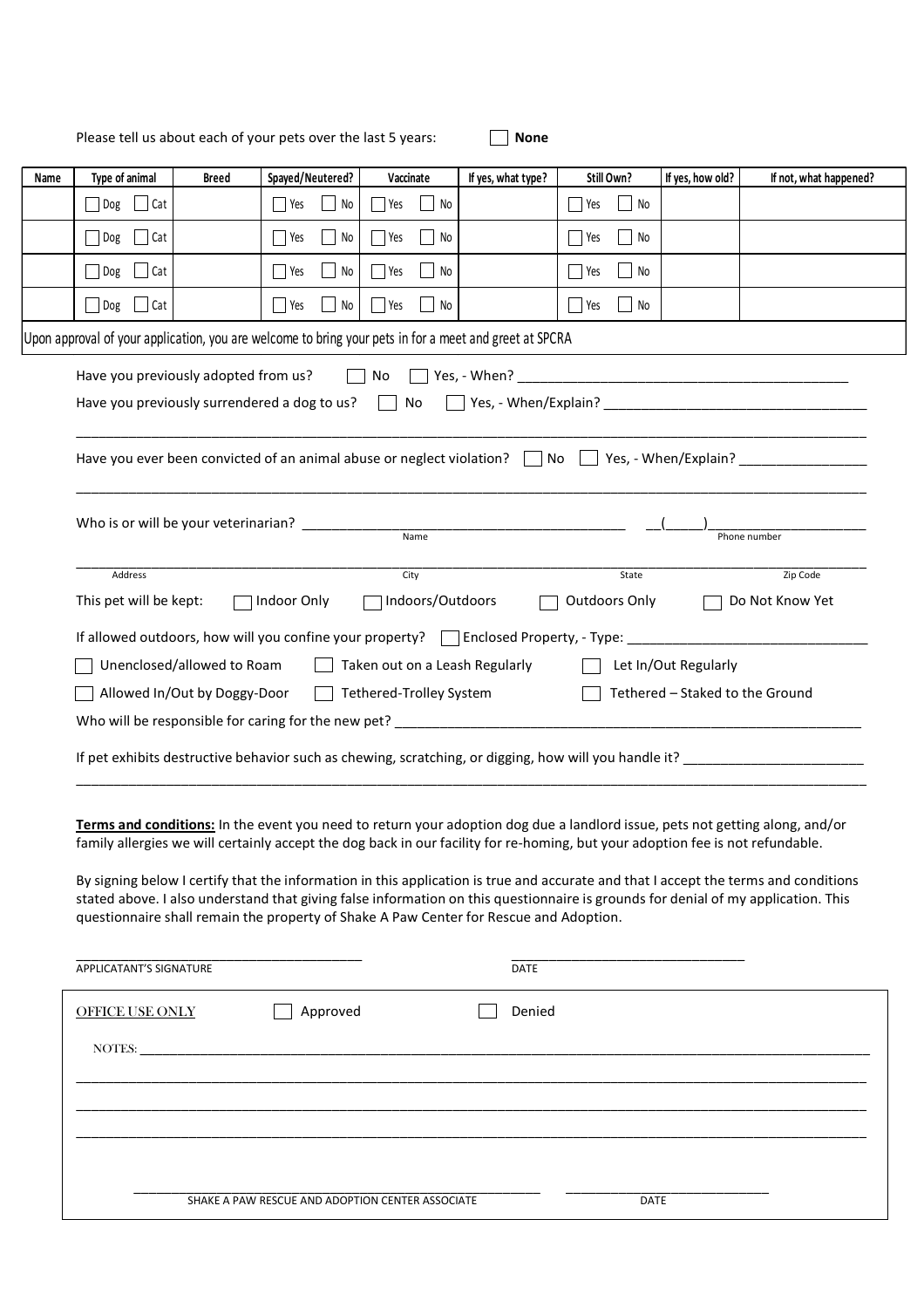Please tell us about each of your pets over the last 5 years: ☐ **None**

| Name | Type of animal | Breed | Spayed/Neutered? | Vaccinate | If yes, what type? | Still Own? | If yes, how old? | If not, what happened? |
|---|---|---|---|---|---|---|---|---|
| | ☐ Dog ☐ Cat | | ☐ Yes ☐ No | ☐ Yes ☐ No | | ☐ Yes ☐ No | | |
| | ☐ Dog ☐ Cat | | ☐ Yes ☐ No | ☐ Yes ☐ No | | ☐ Yes ☐ No | | |
| | ☐ Dog ☐ Cat | | ☐ Yes ☐ No | ☐ Yes ☐ No | | ☐ Yes ☐ No | | |
| | ☐ Dog ☐ Cat | | ☐ Yes ☐ No | ☐ Yes ☐ No | | ☐ Yes ☐ No | | |

Upon approval of your application, you are welcome to bring your pets in for a meet and greet at SPCRA

Have you previously adopted from us? ☐ No ☐ Yes, - When? ____________________________________________

Have you previously surrendered a dog to us? ☐ No ☐ Yes, - When/Explain? __________________________________

_____________________________________________________________________________________________________

Have you ever been convicted of an animal abuse or neglect violation? ☐ No ☐ Yes, - When/Explain? ________________

_____________________________________________________________________________________________________

Who is or will be your veterinarian? ___________________________________________ __(_____)____________________

Name Phone number

_____________________________________________________________________________________________________

Address City State Zip Code

This pet will be kept: ☐ Indoor Only ☐ Indoors/Outdoors ☐ Outdoors Only ☐ Do Not Know Yet

If allowed outdoors, how will you confine your property? ☐ Enclosed Property, - Type: ______________________________

☐ Unenclosed/allowed to Roam ☐ Taken out on a Leash Regularly ☐ Let In/Out Regularly

☐ Allowed In/Out by Doggy-Door ☐ Tethered-Trolley System ☐ Tethered – Staked to the Ground

Who will be responsible for caring for the new pet? _______________________________________________________________

If pet exhibits destructive behavior such as chewing, scratching, or digging, how will you handle it? _______________________

_____________________________________________________________________________________________________

**Terms and conditions:** In the event you need to return your adoption dog due a landlord issue, pets not getting along, and/or family allergies we will certainly accept the dog back in our facility for re-homing, but your adoption fee is not refundable.

By signing below I certify that the information in this application is true and accurate and that I accept the terms and conditions stated above. I also understand that giving false information on this questionnaire is grounds for denial of my application. This questionnaire shall remain the property of Shake A Paw Center for Rescue and Adoption.

_______________________________________ _______________________________

APPLICATANT'S SIGNATURE DATE

OFFICE USE ONLY ☐ Approved ☐ Denied

NOTES: _______________________________________________________________________________________________

_____________________________________________________________________________________________________

_____________________________________________________________________________________________________

_____________________________________________________________________________________________________

_______________________________________________________ _____________________________

SHAKE A PAW RESCUE AND ADOPTION CENTER ASSOCIATE DATE